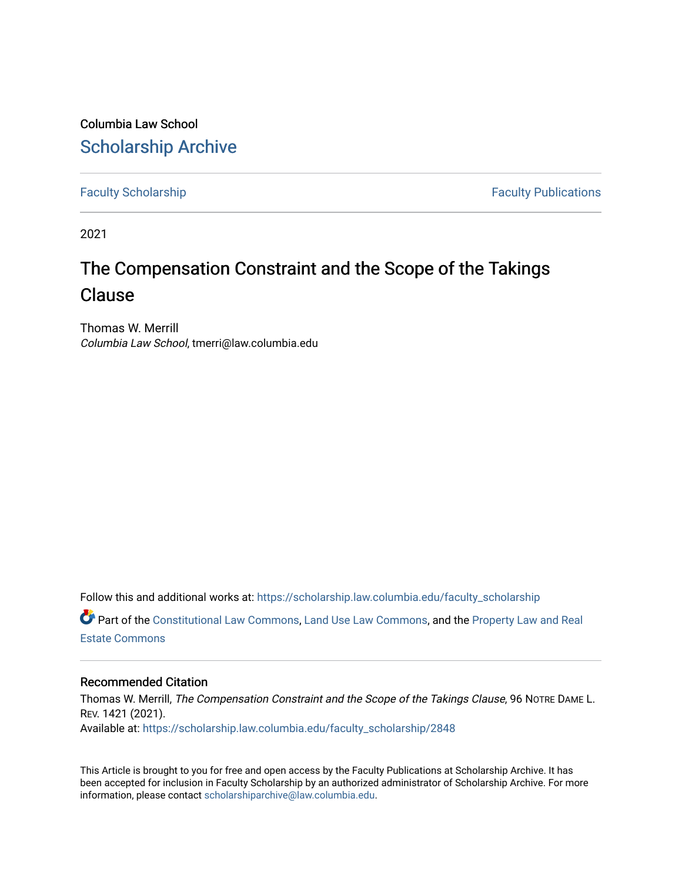Columbia Law School

# Scholarship Archive

Faculty Scholarship | Faculty Publications

2021

## The Compensation Constraint and the Scope of the Takings Clause

Thomas W. Merrill
*Columbia Law School*, tmerri@law.columbia.edu

Follow this and additional works at: https://scholarship.law.columbia.edu/faculty_scholarship

Part of the Constitutional Law Commons, Land Use Law Commons, and the Property Law and Real Estate Commons

### Recommended Citation

Thomas W. Merrill, *The Compensation Constraint and the Scope of the Takings Clause*, 96 NOTRE DAME L. REV. 1421 (2021).
Available at: https://scholarship.law.columbia.edu/faculty_scholarship/2848

This Article is brought to you for free and open access by the Faculty Publications at Scholarship Archive. It has been accepted for inclusion in Faculty Scholarship by an authorized administrator of Scholarship Archive. For more information, please contact scholarshiparchive@law.columbia.edu.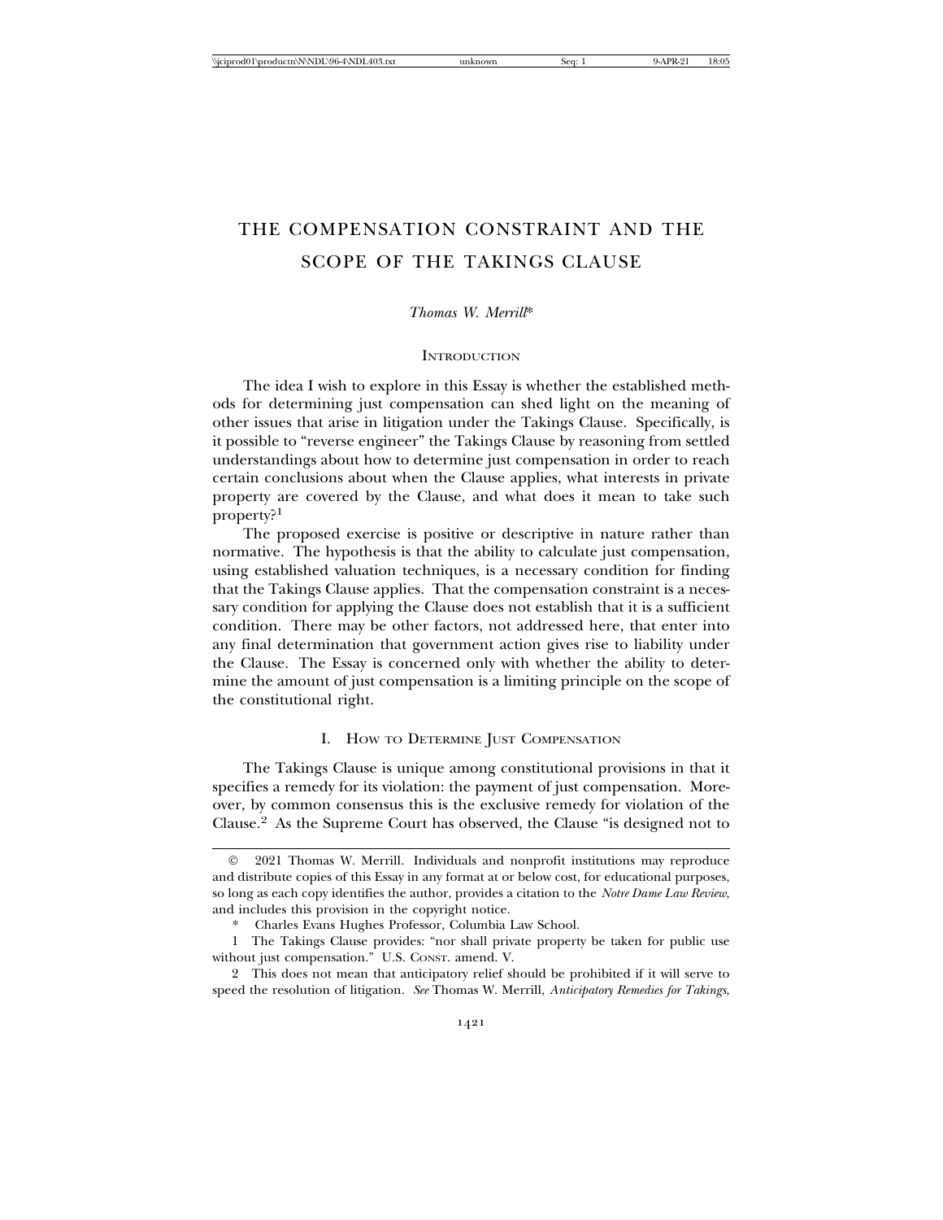# THE COMPENSATION CONSTRAINT AND THE SCOPE OF THE TAKINGS CLAUSE

*Thomas W. Merrill*\*

## Introduction

The idea I wish to explore in this Essay is whether the established methods for determining just compensation can shed light on the meaning of other issues that arise in litigation under the Takings Clause. Specifically, is it possible to "reverse engineer" the Takings Clause by reasoning from settled understandings about how to determine just compensation in order to reach certain conclusions about when the Clause applies, what interests in private property are covered by the Clause, and what does it mean to take such property?[1]

The proposed exercise is positive or descriptive in nature rather than normative. The hypothesis is that the ability to calculate just compensation, using established valuation techniques, is a necessary condition for finding that the Takings Clause applies. That the compensation constraint is a necessary condition for applying the Clause does not establish that it is a sufficient condition. There may be other factors, not addressed here, that enter into any final determination that government action gives rise to liability under the Clause. The Essay is concerned only with whether the ability to determine the amount of just compensation is a limiting principle on the scope of the constitutional right.

## I. How to Determine Just Compensation

The Takings Clause is unique among constitutional provisions in that it specifies a remedy for its violation: the payment of just compensation. Moreover, by common consensus this is the exclusive remedy for violation of the Clause.[2] As the Supreme Court has observed, the Clause "is designed not to

---

© 2021 Thomas W. Merrill. Individuals and nonprofit institutions may reproduce and distribute copies of this Essay in any format at or below cost, for educational purposes, so long as each copy identifies the author, provides a citation to the *Notre Dame Law Review*, and includes this provision in the copyright notice.

\* Charles Evans Hughes Professor, Columbia Law School.

1 The Takings Clause provides: "nor shall private property be taken for public use without just compensation." U.S. Const. amend. V.

2 This does not mean that anticipatory relief should be prohibited if it will serve to speed the resolution of litigation. *See* Thomas W. Merrill, *Anticipatory Remedies for Takings*,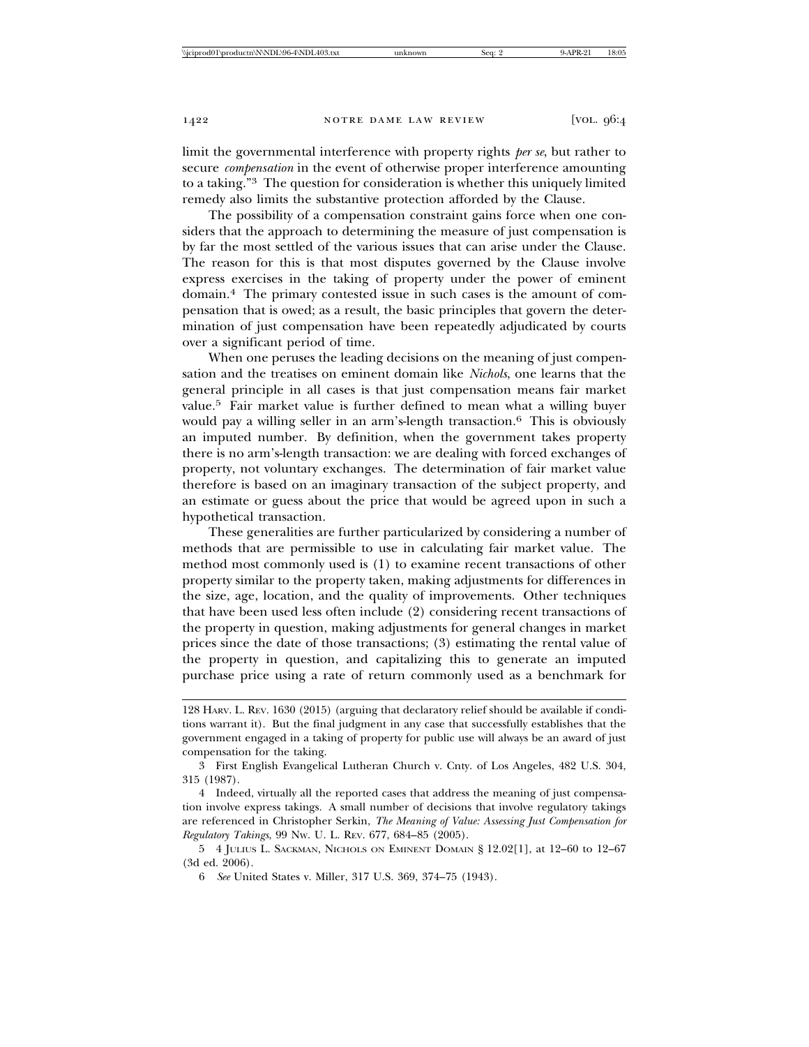limit the governmental interference with property rights *per se*, but rather to secure *compensation* in the event of otherwise proper interference amounting to a taking."[3] The question for consideration is whether this uniquely limited remedy also limits the substantive protection afforded by the Clause.

The possibility of a compensation constraint gains force when one considers that the approach to determining the measure of just compensation is by far the most settled of the various issues that can arise under the Clause. The reason for this is that most disputes governed by the Clause involve express exercises in the taking of property under the power of eminent domain.[4] The primary contested issue in such cases is the amount of compensation that is owed; as a result, the basic principles that govern the determination of just compensation have been repeatedly adjudicated by courts over a significant period of time.

When one peruses the leading decisions on the meaning of just compensation and the treatises on eminent domain like *Nichols*, one learns that the general principle in all cases is that just compensation means fair market value.[5] Fair market value is further defined to mean what a willing buyer would pay a willing seller in an arm's-length transaction.[6] This is obviously an imputed number. By definition, when the government takes property there is no arm's-length transaction: we are dealing with forced exchanges of property, not voluntary exchanges. The determination of fair market value therefore is based on an imaginary transaction of the subject property, and an estimate or guess about the price that would be agreed upon in such a hypothetical transaction.

These generalities are further particularized by considering a number of methods that are permissible to use in calculating fair market value. The method most commonly used is (1) to examine recent transactions of other property similar to the property taken, making adjustments for differences in the size, age, location, and the quality of improvements. Other techniques that have been used less often include (2) considering recent transactions of the property in question, making adjustments for general changes in market prices since the date of those transactions; (3) estimating the rental value of the property in question, and capitalizing this to generate an imputed purchase price using a rate of return commonly used as a benchmark for

---

128 HARV. L. REV. 1630 (2015) (arguing that declaratory relief should be available if conditions warrant it). But the final judgment in any case that successfully establishes that the government engaged in a taking of property for public use will always be an award of just compensation for the taking.

3 First English Evangelical Lutheran Church v. Cnty. of Los Angeles, 482 U.S. 304, 315 (1987).

4 Indeed, virtually all the reported cases that address the meaning of just compensation involve express takings. A small number of decisions that involve regulatory takings are referenced in Christopher Serkin, *The Meaning of Value: Assessing Just Compensation for Regulatory Takings*, 99 NW. U. L. REV. 677, 684–85 (2005).

5 4 JULIUS L. SACKMAN, NICHOLS ON EMINENT DOMAIN § 12.02[1], at 12–60 to 12–67 (3d ed. 2006).

6 *See* United States v. Miller, 317 U.S. 369, 374–75 (1943).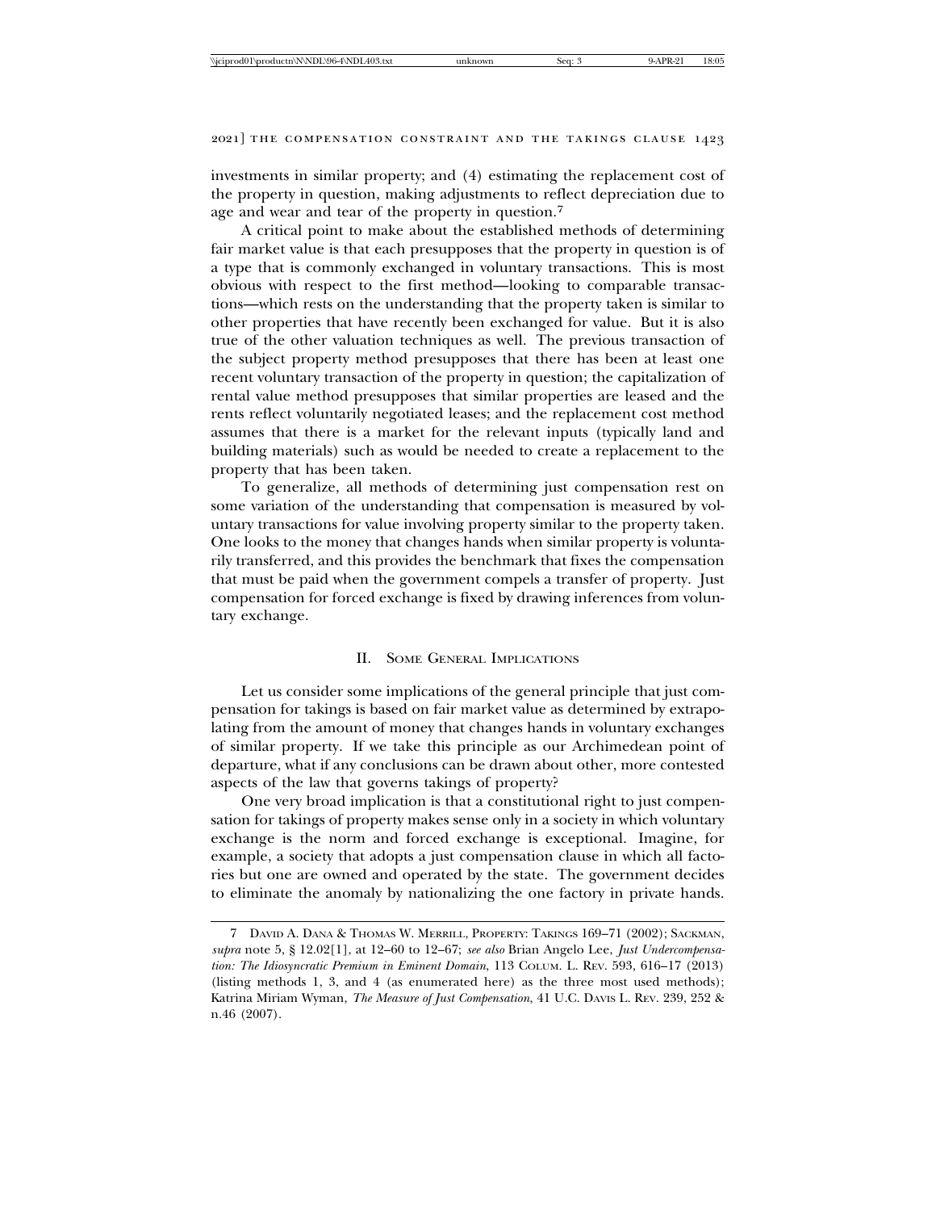investments in similar property; and (4) estimating the replacement cost of the property in question, making adjustments to reflect depreciation due to age and wear and tear of the property in question.[7]

A critical point to make about the established methods of determining fair market value is that each presupposes that the property in question is of a type that is commonly exchanged in voluntary transactions. This is most obvious with respect to the first method—looking to comparable transactions—which rests on the understanding that the property taken is similar to other properties that have recently been exchanged for value. But it is also true of the other valuation techniques as well. The previous transaction of the subject property method presupposes that there has been at least one recent voluntary transaction of the property in question; the capitalization of rental value method presupposes that similar properties are leased and the rents reflect voluntarily negotiated leases; and the replacement cost method assumes that there is a market for the relevant inputs (typically land and building materials) such as would be needed to create a replacement to the property that has been taken.

To generalize, all methods of determining just compensation rest on some variation of the understanding that compensation is measured by voluntary transactions for value involving property similar to the property taken. One looks to the money that changes hands when similar property is voluntarily transferred, and this provides the benchmark that fixes the compensation that must be paid when the government compels a transfer of property. Just compensation for forced exchange is fixed by drawing inferences from voluntary exchange.

## II. Some General Implications

Let us consider some implications of the general principle that just compensation for takings is based on fair market value as determined by extrapolating from the amount of money that changes hands in voluntary exchanges of similar property. If we take this principle as our Archimedean point of departure, what if any conclusions can be drawn about other, more contested aspects of the law that governs takings of property?

One very broad implication is that a constitutional right to just compensation for takings of property makes sense only in a society in which voluntary exchange is the norm and forced exchange is exceptional. Imagine, for example, a society that adopts a just compensation clause in which all factories but one are owned and operated by the state. The government decides to eliminate the anomaly by nationalizing the one factory in private hands.

---

7 David A. Dana & Thomas W. Merrill, Property: Takings 169–71 (2002); Sackman, *supra* note 5, § 12.02[1], at 12–60 to 12–67; *see also* Brian Angelo Lee, *Just Undercompensation: The Idiosyncratic Premium in Eminent Domain*, 113 Colum. L. Rev. 593, 616–17 (2013) (listing methods 1, 3, and 4 (as enumerated here) as the three most used methods); Katrina Miriam Wyman, *The Measure of Just Compensation*, 41 U.C. Davis L. Rev. 239, 252 & n.46 (2007).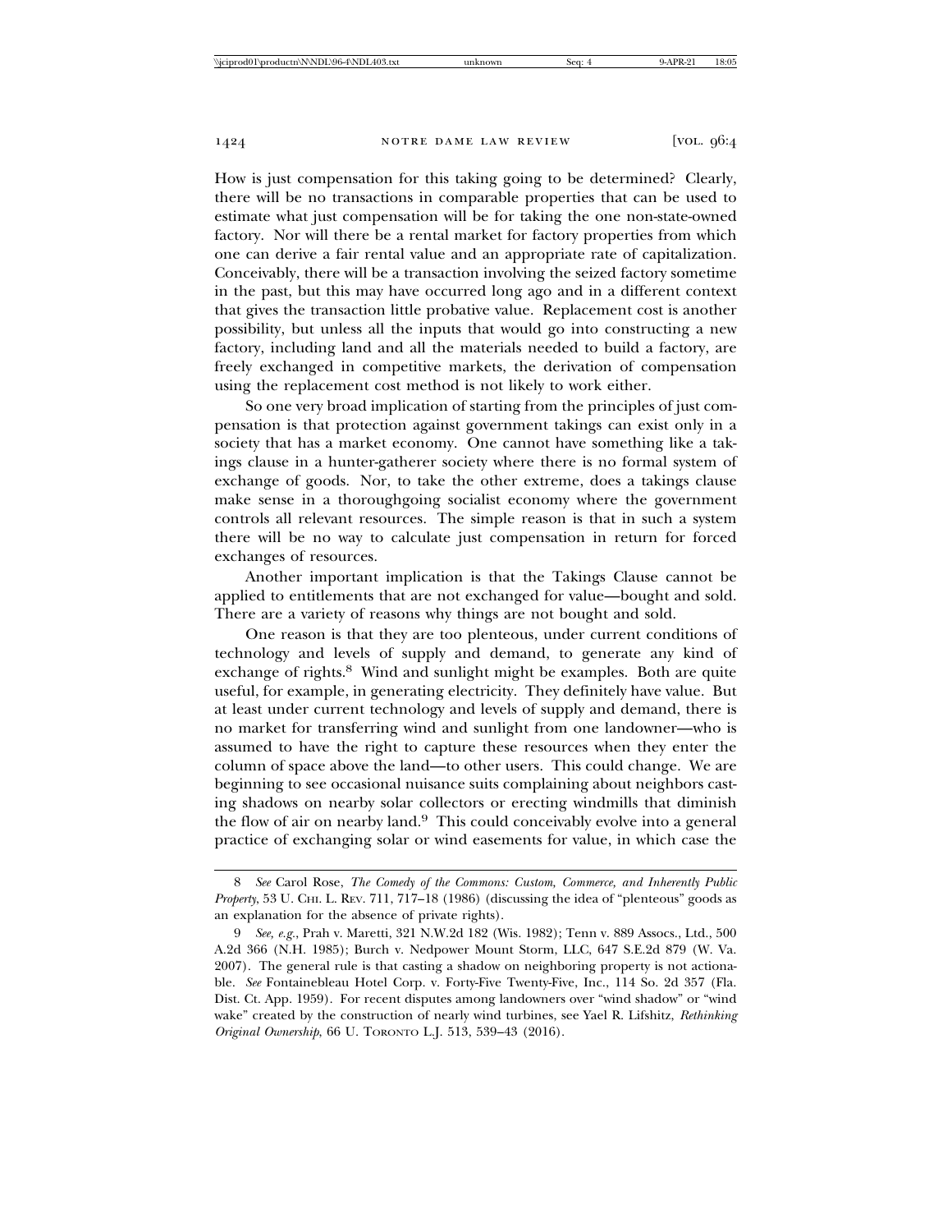How is just compensation for this taking going to be determined? Clearly, there will be no transactions in comparable properties that can be used to estimate what just compensation will be for taking the one non-state-owned factory. Nor will there be a rental market for factory properties from which one can derive a fair rental value and an appropriate rate of capitalization. Conceivably, there will be a transaction involving the seized factory sometime in the past, but this may have occurred long ago and in a different context that gives the transaction little probative value. Replacement cost is another possibility, but unless all the inputs that would go into constructing a new factory, including land and all the materials needed to build a factory, are freely exchanged in competitive markets, the derivation of compensation using the replacement cost method is not likely to work either.

So one very broad implication of starting from the principles of just compensation is that protection against government takings can exist only in a society that has a market economy. One cannot have something like a takings clause in a hunter-gatherer society where there is no formal system of exchange of goods. Nor, to take the other extreme, does a takings clause make sense in a thoroughgoing socialist economy where the government controls all relevant resources. The simple reason is that in such a system there will be no way to calculate just compensation in return for forced exchanges of resources.

Another important implication is that the Takings Clause cannot be applied to entitlements that are not exchanged for value—bought and sold. There are a variety of reasons why things are not bought and sold.

One reason is that they are too plenteous, under current conditions of technology and levels of supply and demand, to generate any kind of exchange of rights.[8] Wind and sunlight might be examples. Both are quite useful, for example, in generating electricity. They definitely have value. But at least under current technology and levels of supply and demand, there is no market for transferring wind and sunlight from one landowner—who is assumed to have the right to capture these resources when they enter the column of space above the land—to other users. This could change. We are beginning to see occasional nuisance suits complaining about neighbors casting shadows on nearby solar collectors or erecting windmills that diminish the flow of air on nearby land.[9] This could conceivably evolve into a general practice of exchanging solar or wind easements for value, in which case the

---

8 *See* Carol Rose, *The Comedy of the Commons: Custom, Commerce, and Inherently Public Property*, 53 U. CHI. L. REV. 711, 717–18 (1986) (discussing the idea of "plenteous" goods as an explanation for the absence of private rights).

9 *See, e.g.*, Prah v. Maretti, 321 N.W.2d 182 (Wis. 1982); Tenn v. 889 Assocs., Ltd., 500 A.2d 366 (N.H. 1985); Burch v. Nedpower Mount Storm, LLC, 647 S.E.2d 879 (W. Va. 2007). The general rule is that casting a shadow on neighboring property is not actionable. *See* Fontainebleau Hotel Corp. v. Forty-Five Twenty-Five, Inc., 114 So. 2d 357 (Fla. Dist. Ct. App. 1959). For recent disputes among landowners over "wind shadow" or "wind wake" created by the construction of nearby wind turbines, see Yael R. Lifshitz, *Rethinking Original Ownership*, 66 U. TORONTO L.J. 513, 539–43 (2016).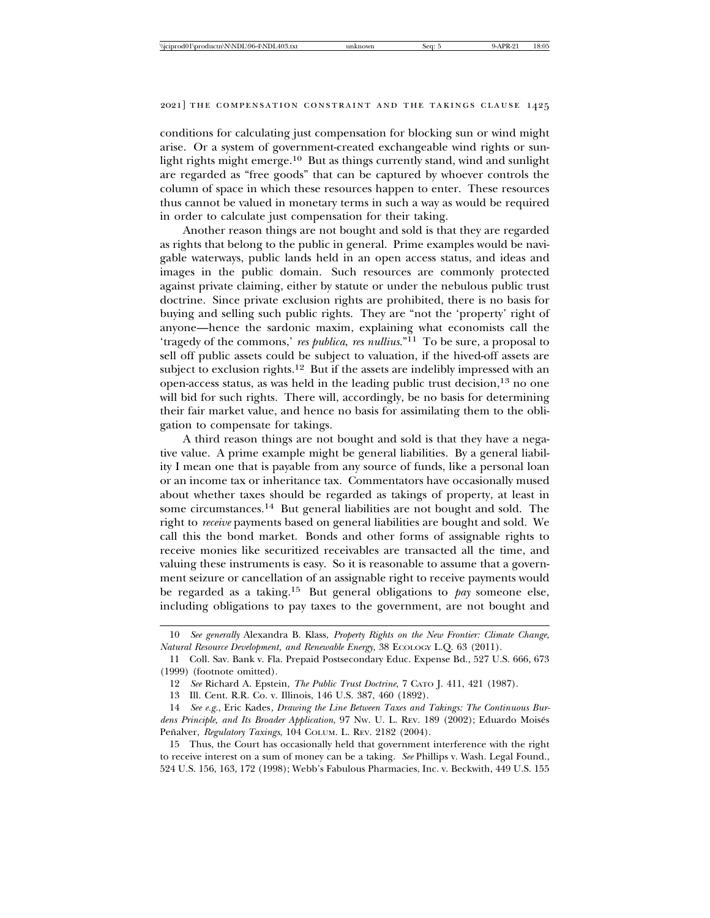conditions for calculating just compensation for blocking sun or wind might arise. Or a system of government-created exchangeable wind rights or sunlight rights might emerge.[10] But as things currently stand, wind and sunlight are regarded as "free goods" that can be captured by whoever controls the column of space in which these resources happen to enter. These resources thus cannot be valued in monetary terms in such a way as would be required in order to calculate just compensation for their taking.

Another reason things are not bought and sold is that they are regarded as rights that belong to the public in general. Prime examples would be navigable waterways, public lands held in an open access status, and ideas and images in the public domain. Such resources are commonly protected against private claiming, either by statute or under the nebulous public trust doctrine. Since private exclusion rights are prohibited, there is no basis for buying and selling such public rights. They are "not the 'property' right of anyone—hence the sardonic maxim, explaining what economists call the 'tragedy of the commons,' *res publica*, *res nullius*."[11] To be sure, a proposal to sell off public assets could be subject to valuation, if the hived-off assets are subject to exclusion rights.[12] But if the assets are indelibly impressed with an open-access status, as was held in the leading public trust decision,[13] no one will bid for such rights. There will, accordingly, be no basis for determining their fair market value, and hence no basis for assimilating them to the obligation to compensate for takings.

A third reason things are not bought and sold is that they have a negative value. A prime example might be general liabilities. By a general liability I mean one that is payable from any source of funds, like a personal loan or an income tax or inheritance tax. Commentators have occasionally mused about whether taxes should be regarded as takings of property, at least in some circumstances.[14] But general liabilities are not bought and sold. The right to *receive* payments based on general liabilities are bought and sold. We call this the bond market. Bonds and other forms of assignable rights to receive monies like securitized receivables are transacted all the time, and valuing these instruments is easy. So it is reasonable to assume that a government seizure or cancellation of an assignable right to receive payments would be regarded as a taking.[15] But general obligations to *pay* someone else, including obligations to pay taxes to the government, are not bought and

---

10 *See generally* Alexandra B. Klass, *Property Rights on the New Frontier: Climate Change, Natural Resource Development, and Renewable Energy*, 38 Ecology L.Q. 63 (2011).

11 Coll. Sav. Bank v. Fla. Prepaid Postsecondary Educ. Expense Bd., 527 U.S. 666, 673 (1999) (footnote omitted).

12 *See* Richard A. Epstein, *The Public Trust Doctrine*, 7 Cato J. 411, 421 (1987).

13 Ill. Cent. R.R. Co. v. Illinois, 146 U.S. 387, 460 (1892).

14 *See e.g.*, Eric Kades, *Drawing the Line Between Taxes and Takings: The Continuous Burdens Principle, and Its Broader Application*, 97 Nw. U. L. Rev. 189 (2002); Eduardo Moisés Peñalver, *Regulatory Taxings*, 104 Colum. L. Rev. 2182 (2004).

15 Thus, the Court has occasionally held that government interference with the right to receive interest on a sum of money can be a taking. *See* Phillips v. Wash. Legal Found., 524 U.S. 156, 163, 172 (1998); Webb's Fabulous Pharmacies, Inc. v. Beckwith, 449 U.S. 155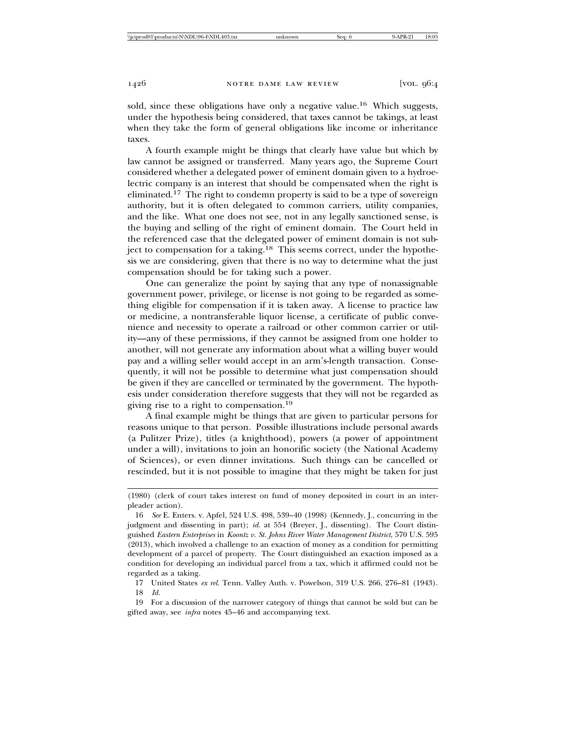sold, since these obligations have only a negative value.[16] Which suggests, under the hypothesis being considered, that taxes cannot be takings, at least when they take the form of general obligations like income or inheritance taxes.

A fourth example might be things that clearly have value but which by law cannot be assigned or transferred. Many years ago, the Supreme Court considered whether a delegated power of eminent domain given to a hydroelectric company is an interest that should be compensated when the right is eliminated.[17] The right to condemn property is said to be a type of sovereign authority, but it is often delegated to common carriers, utility companies, and the like. What one does not see, not in any legally sanctioned sense, is the buying and selling of the right of eminent domain. The Court held in the referenced case that the delegated power of eminent domain is not subject to compensation for a taking.[18] This seems correct, under the hypothesis we are considering, given that there is no way to determine what the just compensation should be for taking such a power.

One can generalize the point by saying that any type of nonassignable government power, privilege, or license is not going to be regarded as something eligible for compensation if it is taken away. A license to practice law or medicine, a nontransferable liquor license, a certificate of public convenience and necessity to operate a railroad or other common carrier or utility—any of these permissions, if they cannot be assigned from one holder to another, will not generate any information about what a willing buyer would pay and a willing seller would accept in an arm's-length transaction. Consequently, it will not be possible to determine what just compensation should be given if they are cancelled or terminated by the government. The hypothesis under consideration therefore suggests that they will not be regarded as giving rise to a right to compensation.[19]

A final example might be things that are given to particular persons for reasons unique to that person. Possible illustrations include personal awards (a Pulitzer Prize), titles (a knighthood), powers (a power of appointment under a will), invitations to join an honorific society (the National Academy of Sciences), or even dinner invitations. Such things can be cancelled or rescinded, but it is not possible to imagine that they might be taken for just

---

(1980) (clerk of court takes interest on fund of money deposited in court in an interpleader action).

16 *See* E. Enters. v. Apfel, 524 U.S. 498, 539–40 (1998) (Kennedy, J., concurring in the judgment and dissenting in part); *id.* at 554 (Breyer, J., dissenting). The Court distinguished *Eastern Enterprises* in *Koontz v. St. Johns River Water Management District*, 570 U.S. 595 (2013), which involved a challenge to an exaction of money as a condition for permitting development of a parcel of property. The Court distinguished an exaction imposed as a condition for developing an individual parcel from a tax, which it affirmed could not be regarded as a taking.

17 United States *ex rel.* Tenn. Valley Auth. v. Powelson, 319 U.S. 266, 276–81 (1943).

18 *Id.*

19 For a discussion of the narrower category of things that cannot be sold but can be gifted away, see *infra* notes 45–46 and accompanying text.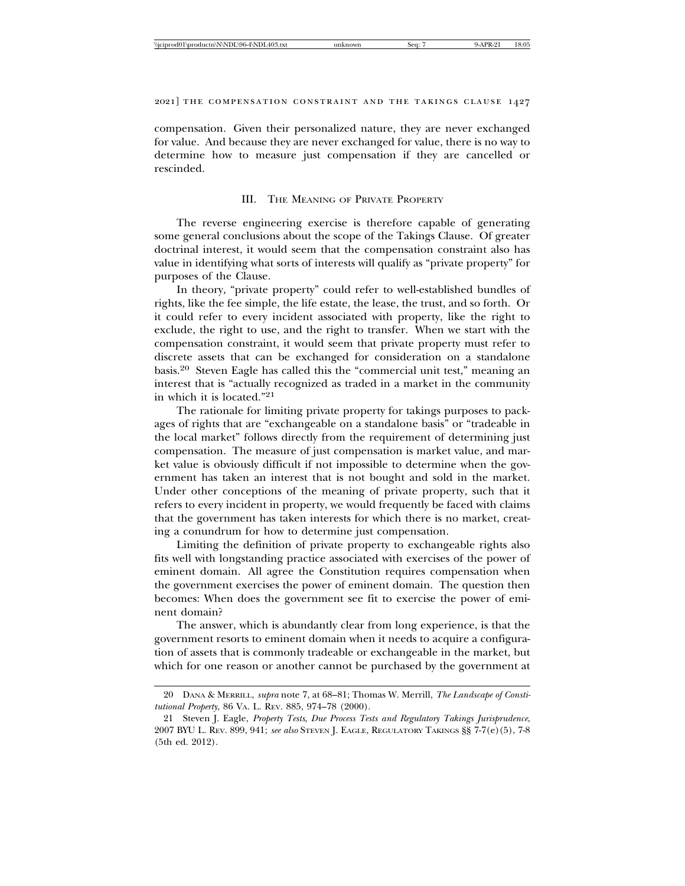compensation. Given their personalized nature, they are never exchanged for value. And because they are never exchanged for value, there is no way to determine how to measure just compensation if they are cancelled or rescinded.

## III. The Meaning of Private Property

The reverse engineering exercise is therefore capable of generating some general conclusions about the scope of the Takings Clause. Of greater doctrinal interest, it would seem that the compensation constraint also has value in identifying what sorts of interests will qualify as "private property" for purposes of the Clause.

In theory, "private property" could refer to well-established bundles of rights, like the fee simple, the life estate, the lease, the trust, and so forth. Or it could refer to every incident associated with property, like the right to exclude, the right to use, and the right to transfer. When we start with the compensation constraint, it would seem that private property must refer to discrete assets that can be exchanged for consideration on a standalone basis.[20] Steven Eagle has called this the "commercial unit test," meaning an interest that is "actually recognized as traded in a market in the community in which it is located."[21]

The rationale for limiting private property for takings purposes to packages of rights that are "exchangeable on a standalone basis" or "tradeable in the local market" follows directly from the requirement of determining just compensation. The measure of just compensation is market value, and market value is obviously difficult if not impossible to determine when the government has taken an interest that is not bought and sold in the market. Under other conceptions of the meaning of private property, such that it refers to every incident in property, we would frequently be faced with claims that the government has taken interests for which there is no market, creating a conundrum for how to determine just compensation.

Limiting the definition of private property to exchangeable rights also fits well with longstanding practice associated with exercises of the power of eminent domain. All agree the Constitution requires compensation when the government exercises the power of eminent domain. The question then becomes: When does the government see fit to exercise the power of eminent domain?

The answer, which is abundantly clear from long experience, is that the government resorts to eminent domain when it needs to acquire a configuration of assets that is commonly tradeable or exchangeable in the market, but which for one reason or another cannot be purchased by the government at

---

20 Dana & Merrill, *supra* note 7, at 68–81; Thomas W. Merrill, *The Landscape of Constitutional Property*, 86 Va. L. Rev. 885, 974–78 (2000).

21 Steven J. Eagle, *Property Tests, Due Process Tests and Regulatory Takings Jurisprudence*, 2007 BYU L. Rev. 899, 941; *see also* Steven J. Eagle, Regulatory Takings §§ 7-7(e)(5), 7-8 (5th ed. 2012).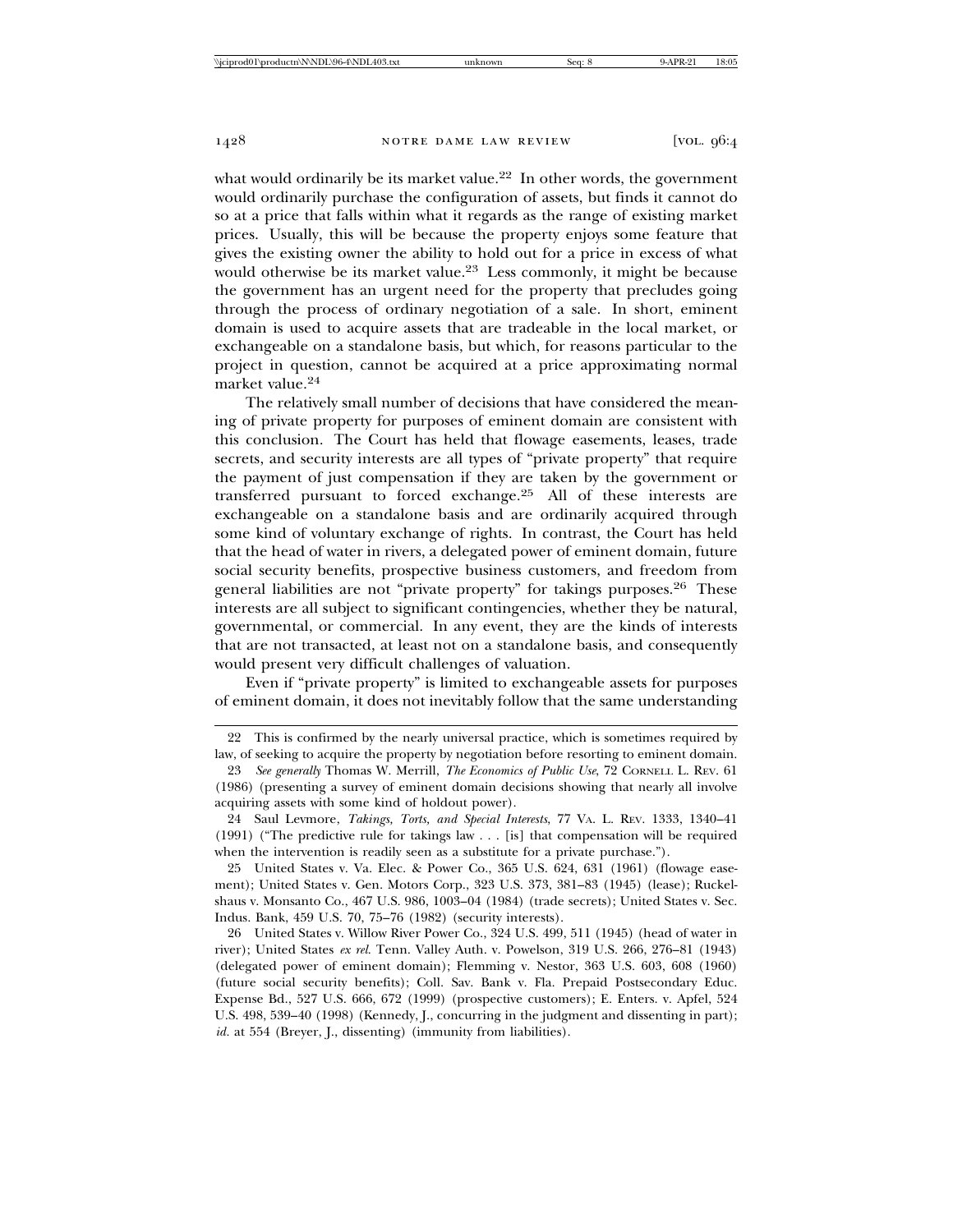what would ordinarily be its market value.[22] In other words, the government would ordinarily purchase the configuration of assets, but finds it cannot do so at a price that falls within what it regards as the range of existing market prices. Usually, this will be because the property enjoys some feature that gives the existing owner the ability to hold out for a price in excess of what would otherwise be its market value.[23] Less commonly, it might be because the government has an urgent need for the property that precludes going through the process of ordinary negotiation of a sale. In short, eminent domain is used to acquire assets that are tradeable in the local market, or exchangeable on a standalone basis, but which, for reasons particular to the project in question, cannot be acquired at a price approximating normal market value.[24]

The relatively small number of decisions that have considered the meaning of private property for purposes of eminent domain are consistent with this conclusion. The Court has held that flowage easements, leases, trade secrets, and security interests are all types of "private property" that require the payment of just compensation if they are taken by the government or transferred pursuant to forced exchange.[25] All of these interests are exchangeable on a standalone basis and are ordinarily acquired through some kind of voluntary exchange of rights. In contrast, the Court has held that the head of water in rivers, a delegated power of eminent domain, future social security benefits, prospective business customers, and freedom from general liabilities are not "private property" for takings purposes.[26] These interests are all subject to significant contingencies, whether they be natural, governmental, or commercial. In any event, they are the kinds of interests that are not transacted, at least not on a standalone basis, and consequently would present very difficult challenges of valuation.

Even if "private property" is limited to exchangeable assets for purposes of eminent domain, it does not inevitably follow that the same understanding

---

22 This is confirmed by the nearly universal practice, which is sometimes required by law, of seeking to acquire the property by negotiation before resorting to eminent domain.

23 *See generally* Thomas W. Merrill, *The Economics of Public Use*, 72 CORNELL L. REV. 61 (1986) (presenting a survey of eminent domain decisions showing that nearly all involve acquiring assets with some kind of holdout power).

24 Saul Levmore, *Takings, Torts, and Special Interests*, 77 VA. L. REV. 1333, 1340–41 (1991) ("The predictive rule for takings law . . . [is] that compensation will be required when the intervention is readily seen as a substitute for a private purchase.").

25 United States v. Va. Elec. & Power Co., 365 U.S. 624, 631 (1961) (flowage easement); United States v. Gen. Motors Corp., 323 U.S. 373, 381–83 (1945) (lease); Ruckelshaus v. Monsanto Co., 467 U.S. 986, 1003–04 (1984) (trade secrets); United States v. Sec. Indus. Bank, 459 U.S. 70, 75–76 (1982) (security interests).

26 United States v. Willow River Power Co., 324 U.S. 499, 511 (1945) (head of water in river); United States *ex rel.* Tenn. Valley Auth. v. Powelson, 319 U.S. 266, 276–81 (1943) (delegated power of eminent domain); Flemming v. Nestor, 363 U.S. 603, 608 (1960) (future social security benefits); Coll. Sav. Bank v. Fla. Prepaid Postsecondary Educ. Expense Bd., 527 U.S. 666, 672 (1999) (prospective customers); E. Enters. v. Apfel, 524 U.S. 498, 539–40 (1998) (Kennedy, J., concurring in the judgment and dissenting in part); *id.* at 554 (Breyer, J., dissenting) (immunity from liabilities).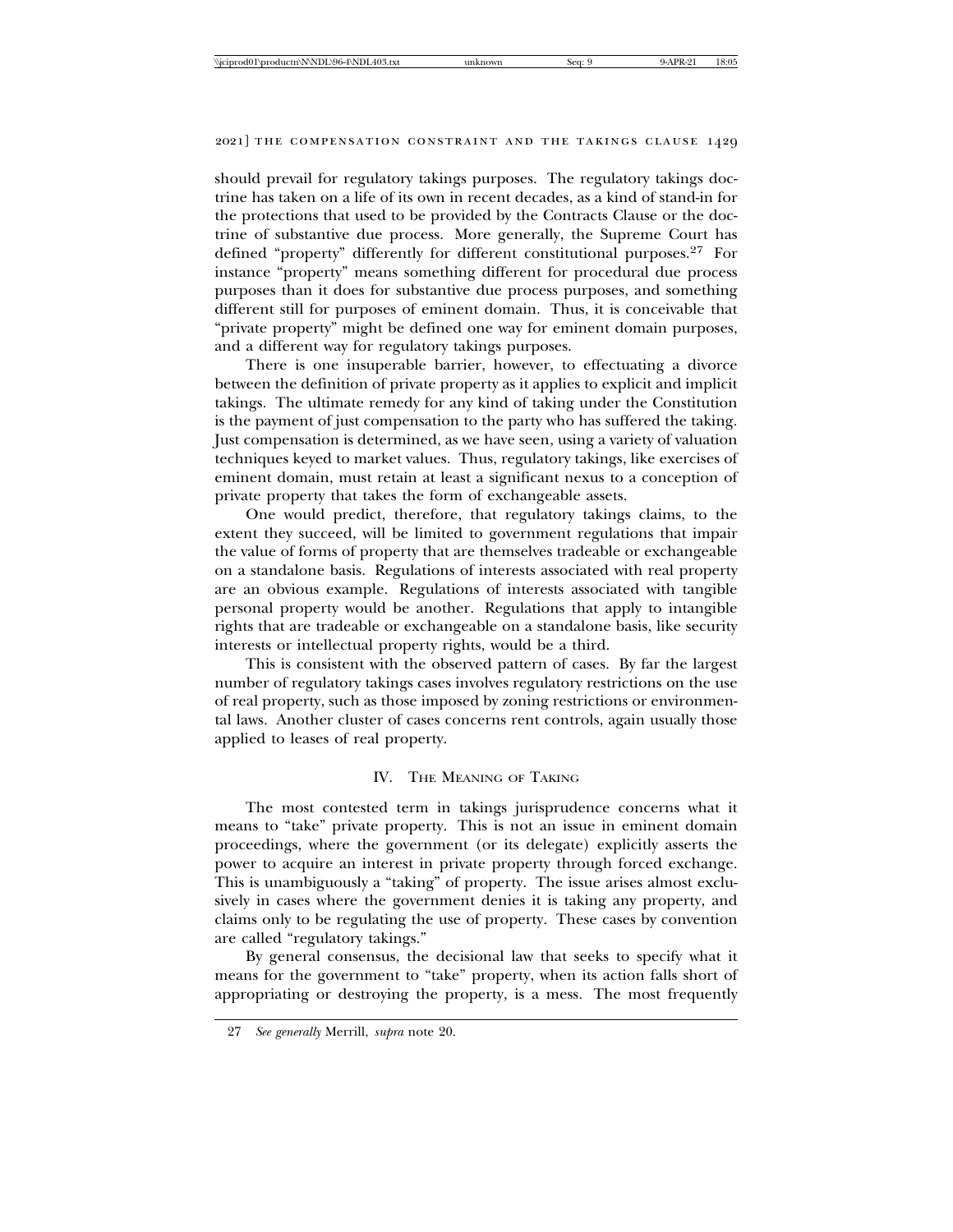should prevail for regulatory takings purposes. The regulatory takings doctrine has taken on a life of its own in recent decades, as a kind of stand-in for the protections that used to be provided by the Contracts Clause or the doctrine of substantive due process. More generally, the Supreme Court has defined "property" differently for different constitutional purposes.[27] For instance "property" means something different for procedural due process purposes than it does for substantive due process purposes, and something different still for purposes of eminent domain. Thus, it is conceivable that "private property" might be defined one way for eminent domain purposes, and a different way for regulatory takings purposes.

There is one insuperable barrier, however, to effectuating a divorce between the definition of private property as it applies to explicit and implicit takings. The ultimate remedy for any kind of taking under the Constitution is the payment of just compensation to the party who has suffered the taking. Just compensation is determined, as we have seen, using a variety of valuation techniques keyed to market values. Thus, regulatory takings, like exercises of eminent domain, must retain at least a significant nexus to a conception of private property that takes the form of exchangeable assets.

One would predict, therefore, that regulatory takings claims, to the extent they succeed, will be limited to government regulations that impair the value of forms of property that are themselves tradeable or exchangeable on a standalone basis. Regulations of interests associated with real property are an obvious example. Regulations of interests associated with tangible personal property would be another. Regulations that apply to intangible rights that are tradeable or exchangeable on a standalone basis, like security interests or intellectual property rights, would be a third.

This is consistent with the observed pattern of cases. By far the largest number of regulatory takings cases involves regulatory restrictions on the use of real property, such as those imposed by zoning restrictions or environmental laws. Another cluster of cases concerns rent controls, again usually those applied to leases of real property.

## IV. The Meaning of Taking

The most contested term in takings jurisprudence concerns what it means to "take" private property. This is not an issue in eminent domain proceedings, where the government (or its delegate) explicitly asserts the power to acquire an interest in private property through forced exchange. This is unambiguously a "taking" of property. The issue arises almost exclusively in cases where the government denies it is taking any property, and claims only to be regulating the use of property. These cases by convention are called "regulatory takings."

By general consensus, the decisional law that seeks to specify what it means for the government to "take" property, when its action falls short of appropriating or destroying the property, is a mess. The most frequently

---

27 *See generally* Merrill, *supra* note 20.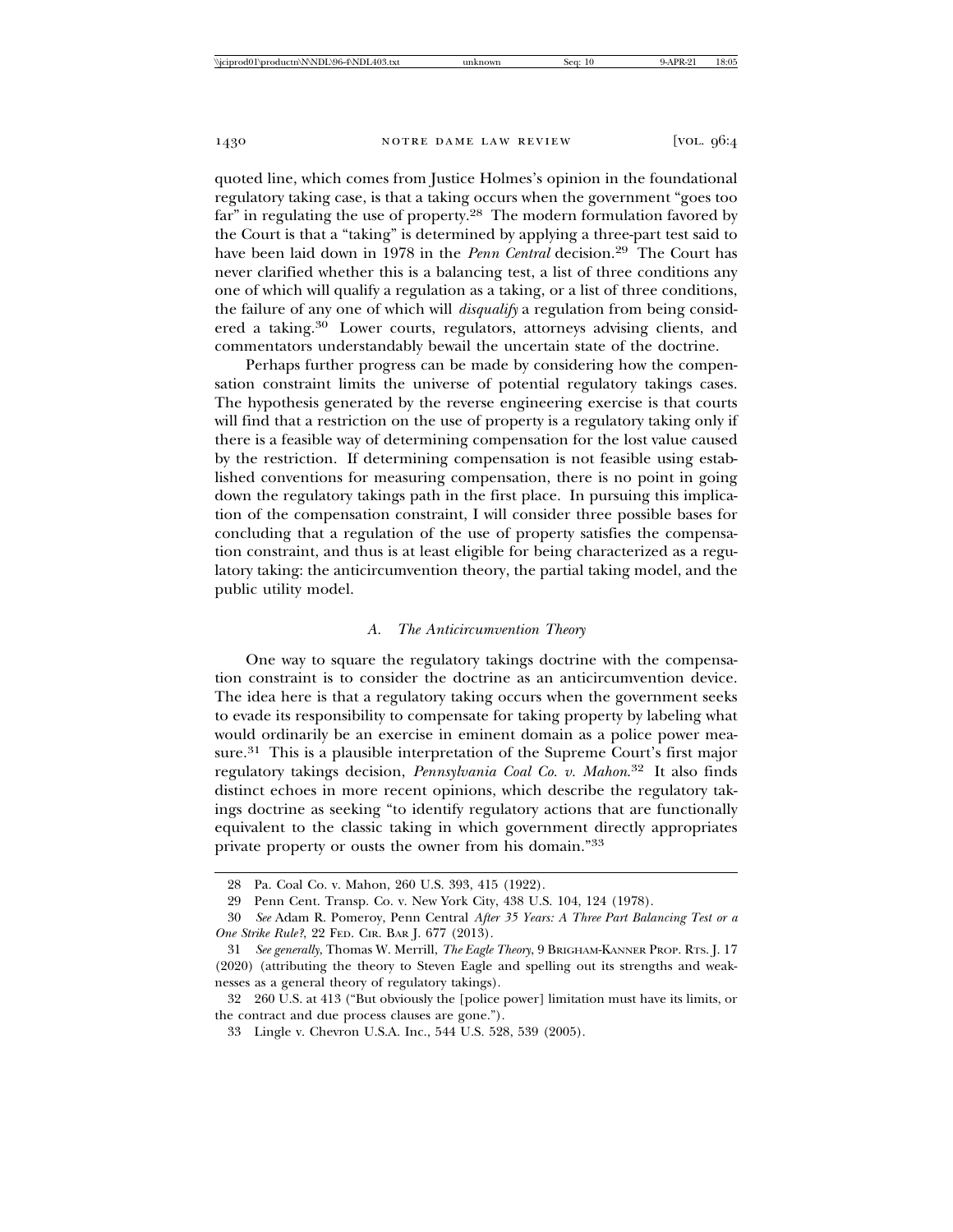quoted line, which comes from Justice Holmes's opinion in the foundational regulatory taking case, is that a taking occurs when the government "goes too far" in regulating the use of property.[28] The modern formulation favored by the Court is that a "taking" is determined by applying a three-part test said to have been laid down in 1978 in the *Penn Central* decision.[29] The Court has never clarified whether this is a balancing test, a list of three conditions any one of which will qualify a regulation as a taking, or a list of three conditions, the failure of any one of which will *disqualify* a regulation from being considered a taking.[30] Lower courts, regulators, attorneys advising clients, and commentators understandably bewail the uncertain state of the doctrine.

Perhaps further progress can be made by considering how the compensation constraint limits the universe of potential regulatory takings cases. The hypothesis generated by the reverse engineering exercise is that courts will find that a restriction on the use of property is a regulatory taking only if there is a feasible way of determining compensation for the lost value caused by the restriction. If determining compensation is not feasible using established conventions for measuring compensation, there is no point in going down the regulatory takings path in the first place. In pursuing this implication of the compensation constraint, I will consider three possible bases for concluding that a regulation of the use of property satisfies the compensation constraint, and thus is at least eligible for being characterized as a regulatory taking: the anticircumvention theory, the partial taking model, and the public utility model.

### A. *The Anticircumvention Theory*

One way to square the regulatory takings doctrine with the compensation constraint is to consider the doctrine as an anticircumvention device. The idea here is that a regulatory taking occurs when the government seeks to evade its responsibility to compensate for taking property by labeling what would ordinarily be an exercise in eminent domain as a police power measure.[31] This is a plausible interpretation of the Supreme Court's first major regulatory takings decision, *Pennsylvania Coal Co. v. Mahon*.[32] It also finds distinct echoes in more recent opinions, which describe the regulatory takings doctrine as seeking "to identify regulatory actions that are functionally equivalent to the classic taking in which government directly appropriates private property or ousts the owner from his domain."[33]

---

28 Pa. Coal Co. v. Mahon, 260 U.S. 393, 415 (1922).

29 Penn Cent. Transp. Co. v. New York City, 438 U.S. 104, 124 (1978).

30 *See* Adam R. Pomeroy, Penn Central *After 35 Years: A Three Part Balancing Test or a One Strike Rule?*, 22 FED. CIR. BAR J. 677 (2013).

31 *See generally*, Thomas W. Merrill, *The Eagle Theory*, 9 BRIGHAM-KANNER PROP. RTS. J. 17 (2020) (attributing the theory to Steven Eagle and spelling out its strengths and weaknesses as a general theory of regulatory takings).

32 260 U.S. at 413 ("But obviously the [police power] limitation must have its limits, or the contract and due process clauses are gone.").

33 Lingle v. Chevron U.S.A. Inc., 544 U.S. 528, 539 (2005).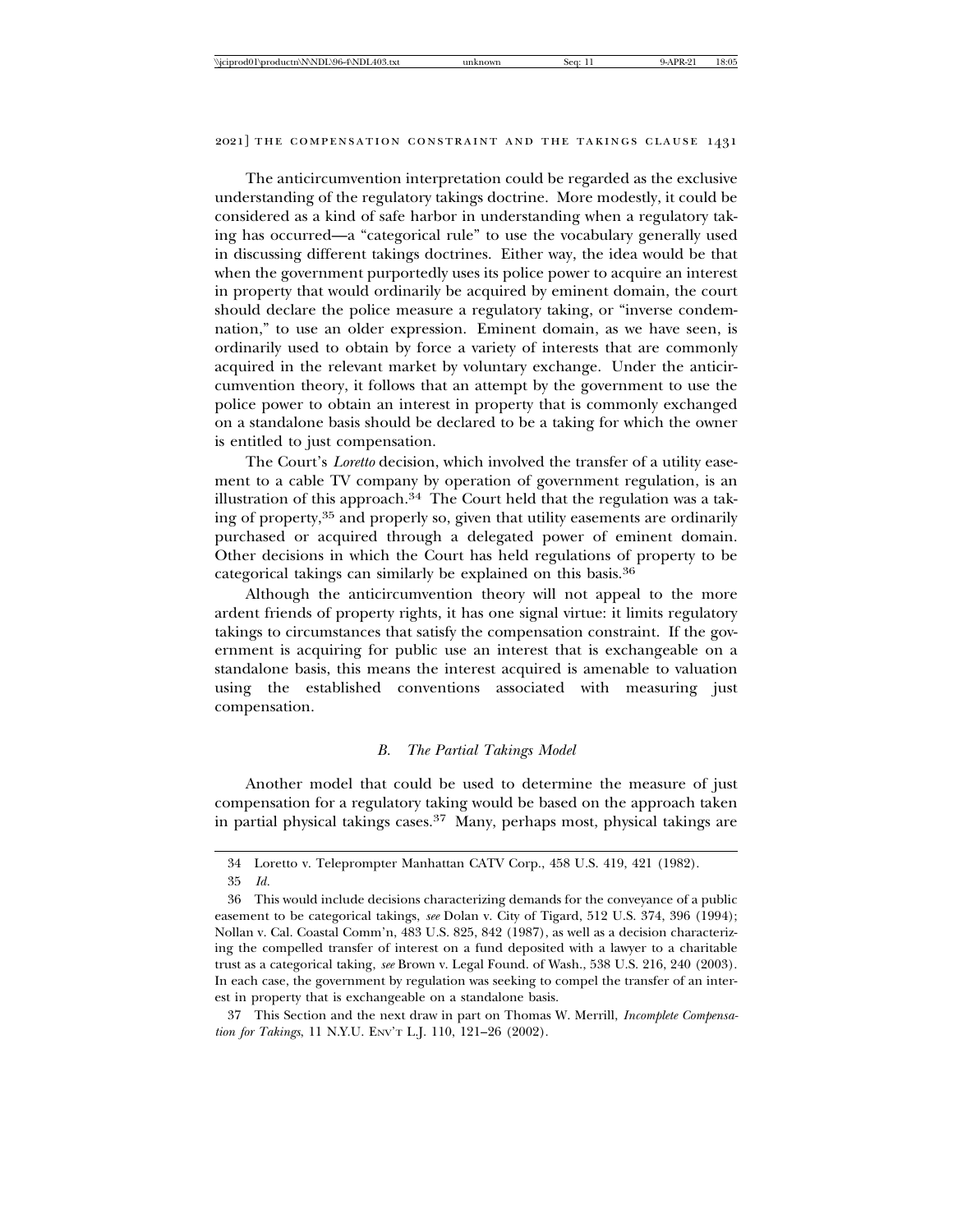The anticircumvention interpretation could be regarded as the exclusive understanding of the regulatory takings doctrine. More modestly, it could be considered as a kind of safe harbor in understanding when a regulatory taking has occurred—a "categorical rule" to use the vocabulary generally used in discussing different takings doctrines. Either way, the idea would be that when the government purportedly uses its police power to acquire an interest in property that would ordinarily be acquired by eminent domain, the court should declare the police measure a regulatory taking, or "inverse condemnation," to use an older expression. Eminent domain, as we have seen, is ordinarily used to obtain by force a variety of interests that are commonly acquired in the relevant market by voluntary exchange. Under the anticircumvention theory, it follows that an attempt by the government to use the police power to obtain an interest in property that is commonly exchanged on a standalone basis should be declared to be a taking for which the owner is entitled to just compensation.

The Court's *Loretto* decision, which involved the transfer of a utility easement to a cable TV company by operation of government regulation, is an illustration of this approach.[34] The Court held that the regulation was a taking of property,[35] and properly so, given that utility easements are ordinarily purchased or acquired through a delegated power of eminent domain. Other decisions in which the Court has held regulations of property to be categorical takings can similarly be explained on this basis.[36]

Although the anticircumvention theory will not appeal to the more ardent friends of property rights, it has one signal virtue: it limits regulatory takings to circumstances that satisfy the compensation constraint. If the government is acquiring for public use an interest that is exchangeable on a standalone basis, this means the interest acquired is amenable to valuation using the established conventions associated with measuring just compensation.

### *B. The Partial Takings Model*

Another model that could be used to determine the measure of just compensation for a regulatory taking would be based on the approach taken in partial physical takings cases.[37] Many, perhaps most, physical takings are

---

34 Loretto v. Teleprompter Manhattan CATV Corp., 458 U.S. 419, 421 (1982).

35 *Id.*

36 This would include decisions characterizing demands for the conveyance of a public easement to be categorical takings, *see* Dolan v. City of Tigard, 512 U.S. 374, 396 (1994); Nollan v. Cal. Coastal Comm'n, 483 U.S. 825, 842 (1987), as well as a decision characterizing the compelled transfer of interest on a fund deposited with a lawyer to a charitable trust as a categorical taking, *see* Brown v. Legal Found. of Wash., 538 U.S. 216, 240 (2003). In each case, the government by regulation was seeking to compel the transfer of an interest in property that is exchangeable on a standalone basis.

37 This Section and the next draw in part on Thomas W. Merrill, *Incomplete Compensation for Takings*, 11 N.Y.U. ENV'T L.J. 110, 121–26 (2002).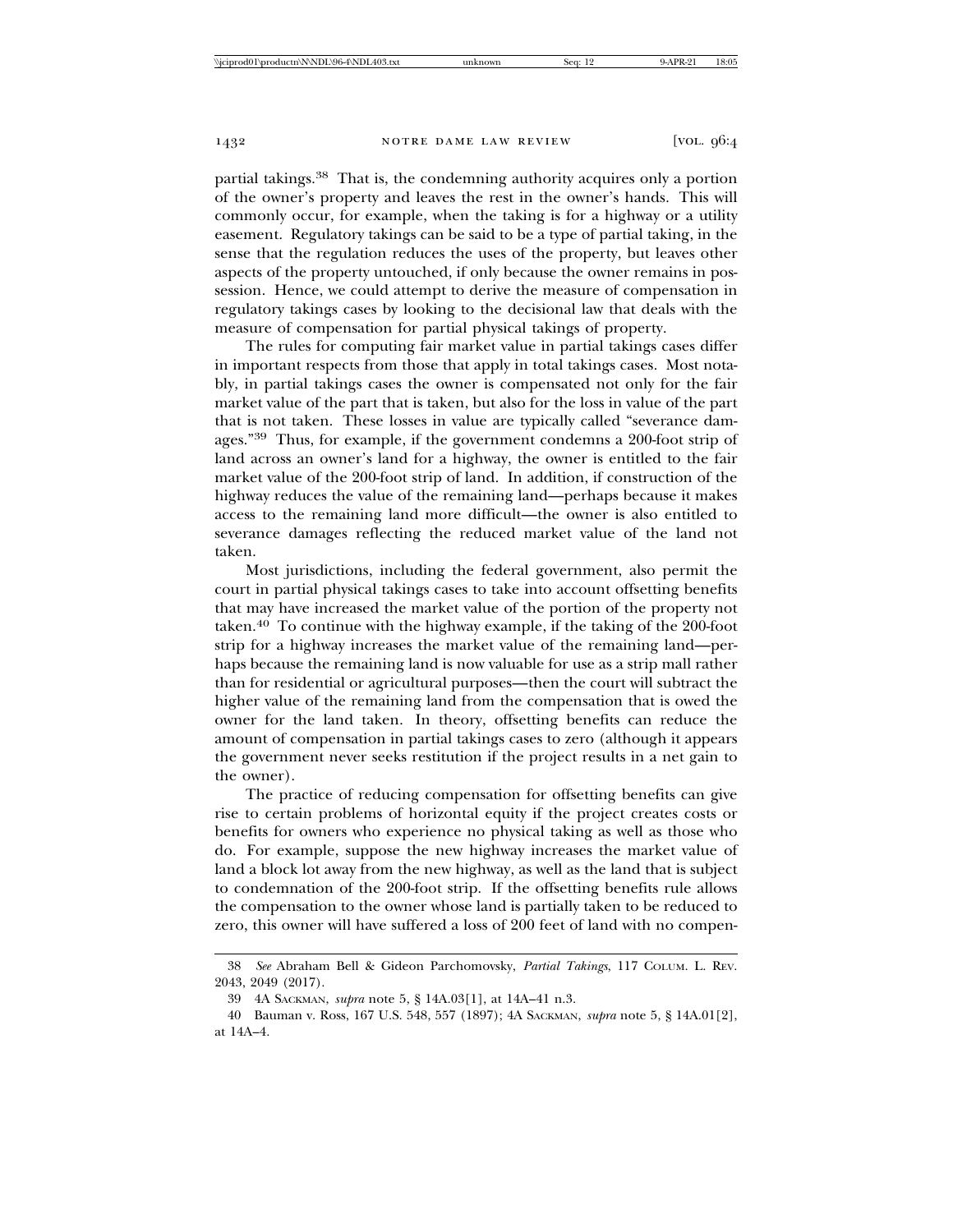partial takings.[38] That is, the condemning authority acquires only a portion of the owner's property and leaves the rest in the owner's hands. This will commonly occur, for example, when the taking is for a highway or a utility easement. Regulatory takings can be said to be a type of partial taking, in the sense that the regulation reduces the uses of the property, but leaves other aspects of the property untouched, if only because the owner remains in possession. Hence, we could attempt to derive the measure of compensation in regulatory takings cases by looking to the decisional law that deals with the measure of compensation for partial physical takings of property.

The rules for computing fair market value in partial takings cases differ in important respects from those that apply in total takings cases. Most notably, in partial takings cases the owner is compensated not only for the fair market value of the part that is taken, but also for the loss in value of the part that is not taken. These losses in value are typically called "severance damages."[39] Thus, for example, if the government condemns a 200-foot strip of land across an owner's land for a highway, the owner is entitled to the fair market value of the 200-foot strip of land. In addition, if construction of the highway reduces the value of the remaining land—perhaps because it makes access to the remaining land more difficult—the owner is also entitled to severance damages reflecting the reduced market value of the land not taken.

Most jurisdictions, including the federal government, also permit the court in partial physical takings cases to take into account offsetting benefits that may have increased the market value of the portion of the property not taken.[40] To continue with the highway example, if the taking of the 200-foot strip for a highway increases the market value of the remaining land—perhaps because the remaining land is now valuable for use as a strip mall rather than for residential or agricultural purposes—then the court will subtract the higher value of the remaining land from the compensation that is owed the owner for the land taken. In theory, offsetting benefits can reduce the amount of compensation in partial takings cases to zero (although it appears the government never seeks restitution if the project results in a net gain to the owner).

The practice of reducing compensation for offsetting benefits can give rise to certain problems of horizontal equity if the project creates costs or benefits for owners who experience no physical taking as well as those who do. For example, suppose the new highway increases the market value of land a block lot away from the new highway, as well as the land that is subject to condemnation of the 200-foot strip. If the offsetting benefits rule allows the compensation to the owner whose land is partially taken to be reduced to zero, this owner will have suffered a loss of 200 feet of land with no compen-

---

38 *See* Abraham Bell & Gideon Parchomovsky, *Partial Takings*, 117 Colum. L. Rev. 2043, 2049 (2017).

39 4A Sackman, *supra* note 5, § 14A.03[1], at 14A–41 n.3.

40 Bauman v. Ross, 167 U.S. 548, 557 (1897); 4A Sackman, *supra* note 5, § 14A.01[2], at 14A–4.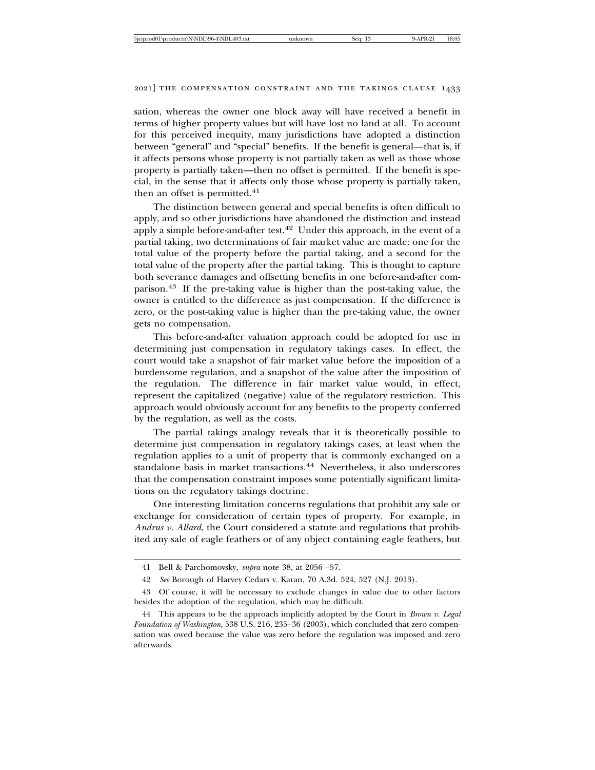sation, whereas the owner one block away will have received a benefit in terms of higher property values but will have lost no land at all. To account for this perceived inequity, many jurisdictions have adopted a distinction between "general" and "special" benefits. If the benefit is general—that is, if it affects persons whose property is not partially taken as well as those whose property is partially taken—then no offset is permitted. If the benefit is special, in the sense that it affects only those whose property is partially taken, then an offset is permitted.[41]

The distinction between general and special benefits is often difficult to apply, and so other jurisdictions have abandoned the distinction and instead apply a simple before-and-after test.[42] Under this approach, in the event of a partial taking, two determinations of fair market value are made: one for the total value of the property before the partial taking, and a second for the total value of the property after the partial taking. This is thought to capture both severance damages and offsetting benefits in one before-and-after comparison.[43] If the pre-taking value is higher than the post-taking value, the owner is entitled to the difference as just compensation. If the difference is zero, or the post-taking value is higher than the pre-taking value, the owner gets no compensation.

This before-and-after valuation approach could be adopted for use in determining just compensation in regulatory takings cases. In effect, the court would take a snapshot of fair market value before the imposition of a burdensome regulation, and a snapshot of the value after the imposition of the regulation. The difference in fair market value would, in effect, represent the capitalized (negative) value of the regulatory restriction. This approach would obviously account for any benefits to the property conferred by the regulation, as well as the costs.

The partial takings analogy reveals that it is theoretically possible to determine just compensation in regulatory takings cases, at least when the regulation applies to a unit of property that is commonly exchanged on a standalone basis in market transactions.[44] Nevertheless, it also underscores that the compensation constraint imposes some potentially significant limitations on the regulatory takings doctrine.

One interesting limitation concerns regulations that prohibit any sale or exchange for consideration of certain types of property. For example, in *Andrus v. Allard*, the Court considered a statute and regulations that prohibited any sale of eagle feathers or of any object containing eagle feathers, but

---

41 Bell & Parchomovsky, *supra* note 38, at 2056 –57.

42 *See* Borough of Harvey Cedars v. Karan, 70 A.3d. 524, 527 (N.J. 2013).

43 Of course, it will be necessary to exclude changes in value due to other factors besides the adoption of the regulation, which may be difficult.

44 This appears to be the approach implicitly adopted by the Court in *Brown v. Legal Foundation of Washington*, 538 U.S. 216, 235–36 (2003), which concluded that zero compensation was owed because the value was zero before the regulation was imposed and zero afterwards.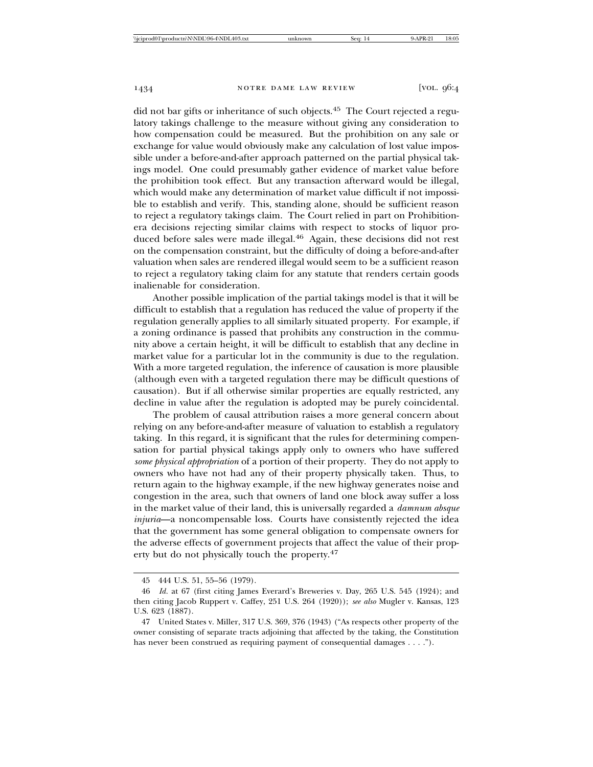did not bar gifts or inheritance of such objects.[45] The Court rejected a regulatory takings challenge to the measure without giving any consideration to how compensation could be measured. But the prohibition on any sale or exchange for value would obviously make any calculation of lost value impossible under a before-and-after approach patterned on the partial physical takings model. One could presumably gather evidence of market value before the prohibition took effect. But any transaction afterward would be illegal, which would make any determination of market value difficult if not impossible to establish and verify. This, standing alone, should be sufficient reason to reject a regulatory takings claim. The Court relied in part on Prohibition-era decisions rejecting similar claims with respect to stocks of liquor produced before sales were made illegal.[46] Again, these decisions did not rest on the compensation constraint, but the difficulty of doing a before-and-after valuation when sales are rendered illegal would seem to be a sufficient reason to reject a regulatory taking claim for any statute that renders certain goods inalienable for consideration.

Another possible implication of the partial takings model is that it will be difficult to establish that a regulation has reduced the value of property if the regulation generally applies to all similarly situated property. For example, if a zoning ordinance is passed that prohibits any construction in the community above a certain height, it will be difficult to establish that any decline in market value for a particular lot in the community is due to the regulation. With a more targeted regulation, the inference of causation is more plausible (although even with a targeted regulation there may be difficult questions of causation). But if all otherwise similar properties are equally restricted, any decline in value after the regulation is adopted may be purely coincidental.

The problem of causal attribution raises a more general concern about relying on any before-and-after measure of valuation to establish a regulatory taking. In this regard, it is significant that the rules for determining compensation for partial physical takings apply only to owners who have suffered *some physical appropriation* of a portion of their property. They do not apply to owners who have not had any of their property physically taken. Thus, to return again to the highway example, if the new highway generates noise and congestion in the area, such that owners of land one block away suffer a loss in the market value of their land, this is universally regarded a *damnum absque injuria*—a noncompensable loss. Courts have consistently rejected the idea that the government has some general obligation to compensate owners for the adverse effects of government projects that affect the value of their property but do not physically touch the property.[47]

---

45 444 U.S. 51, 55–56 (1979).

46 *Id.* at 67 (first citing James Everard's Breweries v. Day, 265 U.S. 545 (1924); and then citing Jacob Ruppert v. Caffey, 251 U.S. 264 (1920)); *see also* Mugler v. Kansas, 123 U.S. 623 (1887).

47 United States v. Miller, 317 U.S. 369, 376 (1943) ("As respects other property of the owner consisting of separate tracts adjoining that affected by the taking, the Constitution has never been construed as requiring payment of consequential damages . . . .").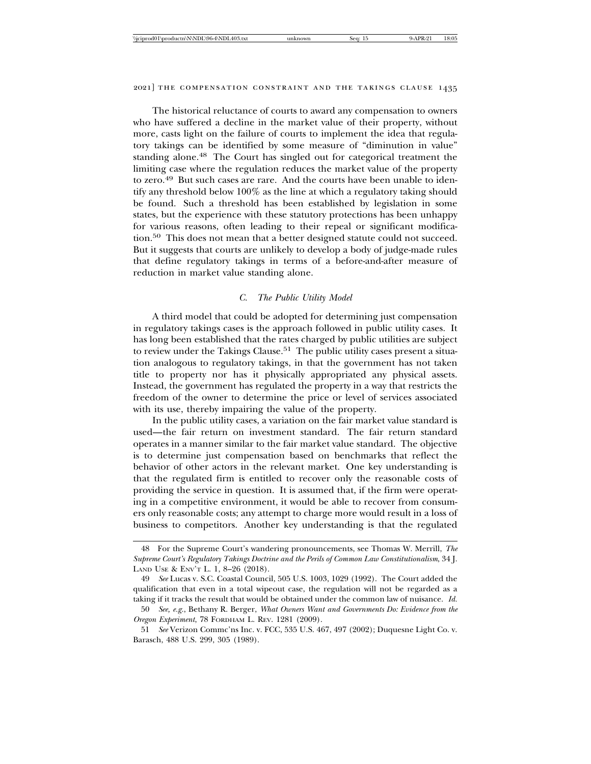The historical reluctance of courts to award any compensation to owners who have suffered a decline in the market value of their property, without more, casts light on the failure of courts to implement the idea that regulatory takings can be identified by some measure of "diminution in value" standing alone.[48] The Court has singled out for categorical treatment the limiting case where the regulation reduces the market value of the property to zero.[49] But such cases are rare. And the courts have been unable to identify any threshold below 100% as the line at which a regulatory taking should be found. Such a threshold has been established by legislation in some states, but the experience with these statutory protections has been unhappy for various reasons, often leading to their repeal or significant modification.[50] This does not mean that a better designed statute could not succeed. But it suggests that courts are unlikely to develop a body of judge-made rules that define regulatory takings in terms of a before-and-after measure of reduction in market value standing alone.

### *C. The Public Utility Model*

A third model that could be adopted for determining just compensation in regulatory takings cases is the approach followed in public utility cases. It has long been established that the rates charged by public utilities are subject to review under the Takings Clause.[51] The public utility cases present a situation analogous to regulatory takings, in that the government has not taken title to property nor has it physically appropriated any physical assets. Instead, the government has regulated the property in a way that restricts the freedom of the owner to determine the price or level of services associated with its use, thereby impairing the value of the property.

In the public utility cases, a variation on the fair market value standard is used—the fair return on investment standard. The fair return standard operates in a manner similar to the fair market value standard. The objective is to determine just compensation based on benchmarks that reflect the behavior of other actors in the relevant market. One key understanding is that the regulated firm is entitled to recover only the reasonable costs of providing the service in question. It is assumed that, if the firm were operating in a competitive environment, it would be able to recover from consumers only reasonable costs; any attempt to charge more would result in a loss of business to competitors. Another key understanding is that the regulated

---

48 For the Supreme Court's wandering pronouncements, see Thomas W. Merrill, *The Supreme Court's Regulatory Takings Doctrine and the Perils of Common Law Constitutionalism*, 34 J. LAND USE & ENV'T L. 1, 8–26 (2018).

49 *See* Lucas v. S.C. Coastal Council, 505 U.S. 1003, 1029 (1992). The Court added the qualification that even in a total wipeout case, the regulation will not be regarded as a taking if it tracks the result that would be obtained under the common law of nuisance. *Id.*

50 *See, e.g.*, Bethany R. Berger, *What Owners Want and Governments Do: Evidence from the Oregon Experiment*, 78 FORDHAM L. REV. 1281 (2009).

51 *See* Verizon Commc'ns Inc. v. FCC, 535 U.S. 467, 497 (2002); Duquesne Light Co. v. Barasch, 488 U.S. 299, 305 (1989).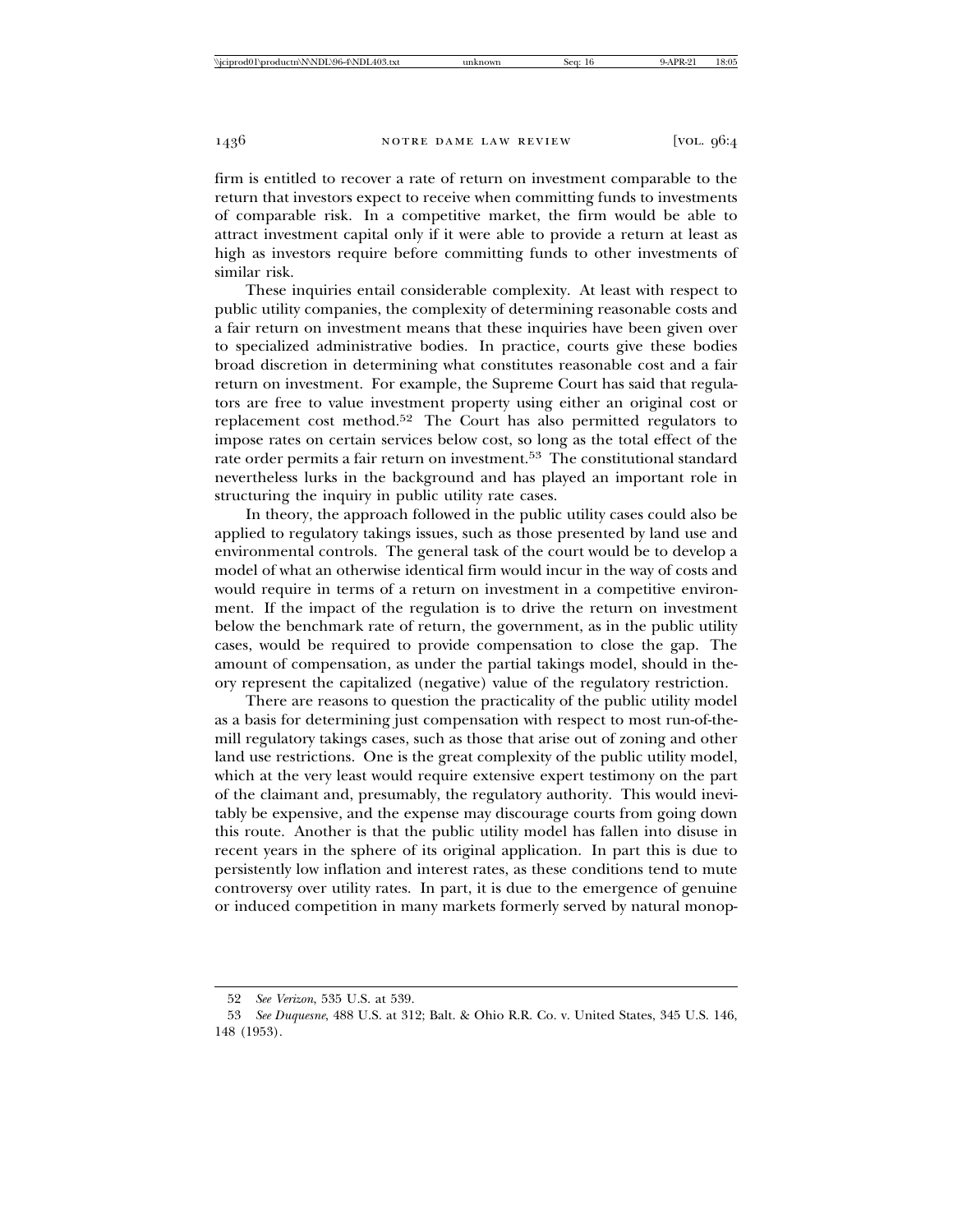firm is entitled to recover a rate of return on investment comparable to the return that investors expect to receive when committing funds to investments of comparable risk. In a competitive market, the firm would be able to attract investment capital only if it were able to provide a return at least as high as investors require before committing funds to other investments of similar risk.

These inquiries entail considerable complexity. At least with respect to public utility companies, the complexity of determining reasonable costs and a fair return on investment means that these inquiries have been given over to specialized administrative bodies. In practice, courts give these bodies broad discretion in determining what constitutes reasonable cost and a fair return on investment. For example, the Supreme Court has said that regulators are free to value investment property using either an original cost or replacement cost method.[52] The Court has also permitted regulators to impose rates on certain services below cost, so long as the total effect of the rate order permits a fair return on investment.[53] The constitutional standard nevertheless lurks in the background and has played an important role in structuring the inquiry in public utility rate cases.

In theory, the approach followed in the public utility cases could also be applied to regulatory takings issues, such as those presented by land use and environmental controls. The general task of the court would be to develop a model of what an otherwise identical firm would incur in the way of costs and would require in terms of a return on investment in a competitive environment. If the impact of the regulation is to drive the return on investment below the benchmark rate of return, the government, as in the public utility cases, would be required to provide compensation to close the gap. The amount of compensation, as under the partial takings model, should in theory represent the capitalized (negative) value of the regulatory restriction.

There are reasons to question the practicality of the public utility model as a basis for determining just compensation with respect to most run-of-the-mill regulatory takings cases, such as those that arise out of zoning and other land use restrictions. One is the great complexity of the public utility model, which at the very least would require extensive expert testimony on the part of the claimant and, presumably, the regulatory authority. This would inevitably be expensive, and the expense may discourage courts from going down this route. Another is that the public utility model has fallen into disuse in recent years in the sphere of its original application. In part this is due to persistently low inflation and interest rates, as these conditions tend to mute controversy over utility rates. In part, it is due to the emergence of genuine or induced competition in many markets formerly served by natural monop-

---

52 *See Verizon*, 535 U.S. at 539.

53 *See Duquesne*, 488 U.S. at 312; Balt. & Ohio R.R. Co. v. United States, 345 U.S. 146, 148 (1953).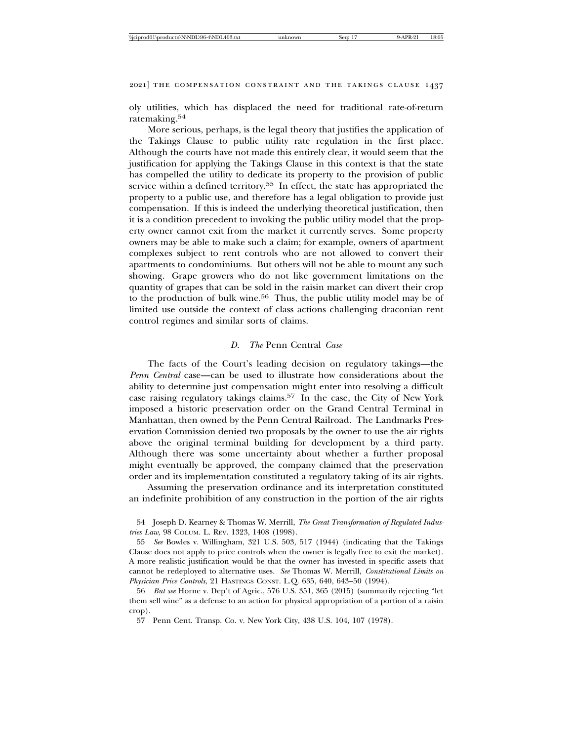oly utilities, which has displaced the need for traditional rate-of-return ratemaking.[54]

More serious, perhaps, is the legal theory that justifies the application of the Takings Clause to public utility rate regulation in the first place. Although the courts have not made this entirely clear, it would seem that the justification for applying the Takings Clause in this context is that the state has compelled the utility to dedicate its property to the provision of public service within a defined territory.[55] In effect, the state has appropriated the property to a public use, and therefore has a legal obligation to provide just compensation. If this is indeed the underlying theoretical justification, then it is a condition precedent to invoking the public utility model that the property owner cannot exit from the market it currently serves. Some property owners may be able to make such a claim; for example, owners of apartment complexes subject to rent controls who are not allowed to convert their apartments to condominiums. But others will not be able to mount any such showing. Grape growers who do not like government limitations on the quantity of grapes that can be sold in the raisin market can divert their crop to the production of bulk wine.[56] Thus, the public utility model may be of limited use outside the context of class actions challenging draconian rent control regimes and similar sorts of claims.

### *D. The* Penn Central *Case*

The facts of the Court's leading decision on regulatory takings—the *Penn Central* case—can be used to illustrate how considerations about the ability to determine just compensation might enter into resolving a difficult case raising regulatory takings claims.[57] In the case, the City of New York imposed a historic preservation order on the Grand Central Terminal in Manhattan, then owned by the Penn Central Railroad. The Landmarks Preservation Commission denied two proposals by the owner to use the air rights above the original terminal building for development by a third party. Although there was some uncertainty about whether a further proposal might eventually be approved, the company claimed that the preservation order and its implementation constituted a regulatory taking of its air rights.

Assuming the preservation ordinance and its interpretation constituted an indefinite prohibition of any construction in the portion of the air rights

---

54 Joseph D. Kearney & Thomas W. Merrill, *The Great Transformation of Regulated Industries Law*, 98 COLUM. L. REV. 1323, 1408 (1998).

55 *See* Bowles v. Willingham, 321 U.S. 503, 517 (1944) (indicating that the Takings Clause does not apply to price controls when the owner is legally free to exit the market). A more realistic justification would be that the owner has invested in specific assets that cannot be redeployed to alternative uses. *See* Thomas W. Merrill, *Constitutional Limits on Physician Price Controls*, 21 HASTINGS CONST. L.Q. 635, 640, 643–50 (1994).

56 *But see* Horne v. Dep't of Agric., 576 U.S. 351, 365 (2015) (summarily rejecting "let them sell wine" as a defense to an action for physical appropriation of a portion of a raisin crop).

57 Penn Cent. Transp. Co. v. New York City, 438 U.S. 104, 107 (1978).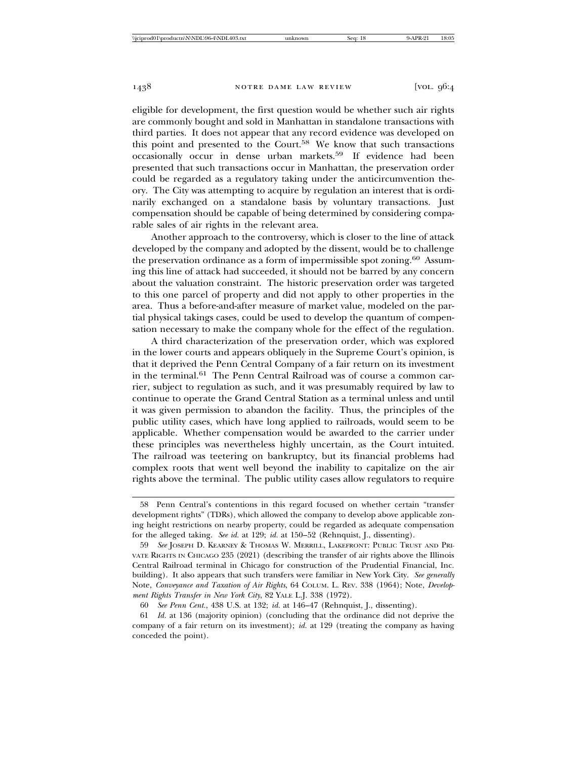eligible for development, the first question would be whether such air rights are commonly bought and sold in Manhattan in standalone transactions with third parties. It does not appear that any record evidence was developed on this point and presented to the Court.[58] We know that such transactions occasionally occur in dense urban markets.[59] If evidence had been presented that such transactions occur in Manhattan, the preservation order could be regarded as a regulatory taking under the anticircumvention theory. The City was attempting to acquire by regulation an interest that is ordinarily exchanged on a standalone basis by voluntary transactions. Just compensation should be capable of being determined by considering comparable sales of air rights in the relevant area.

Another approach to the controversy, which is closer to the line of attack developed by the company and adopted by the dissent, would be to challenge the preservation ordinance as a form of impermissible spot zoning.[60] Assuming this line of attack had succeeded, it should not be barred by any concern about the valuation constraint. The historic preservation order was targeted to this one parcel of property and did not apply to other properties in the area. Thus a before-and-after measure of market value, modeled on the partial physical takings cases, could be used to develop the quantum of compensation necessary to make the company whole for the effect of the regulation.

A third characterization of the preservation order, which was explored in the lower courts and appears obliquely in the Supreme Court's opinion, is that it deprived the Penn Central Company of a fair return on its investment in the terminal.[61] The Penn Central Railroad was of course a common carrier, subject to regulation as such, and it was presumably required by law to continue to operate the Grand Central Station as a terminal unless and until it was given permission to abandon the facility. Thus, the principles of the public utility cases, which have long applied to railroads, would seem to be applicable. Whether compensation would be awarded to the carrier under these principles was nevertheless highly uncertain, as the Court intuited. The railroad was teetering on bankruptcy, but its financial problems had complex roots that went well beyond the inability to capitalize on the air rights above the terminal. The public utility cases allow regulators to require

---

58 Penn Central's contentions in this regard focused on whether certain "transfer development rights" (TDRs), which allowed the company to develop above applicable zoning height restrictions on nearby property, could be regarded as adequate compensation for the alleged taking. *See id.* at 129; *id.* at 150–52 (Rehnquist, J., dissenting).

59 *See* Joseph D. Kearney & Thomas W. Merrill, Lakefront: Public Trust and Private Rights in Chicago 235 (2021) (describing the transfer of air rights above the Illinois Central Railroad terminal in Chicago for construction of the Prudential Financial, Inc. building). It also appears that such transfers were familiar in New York City. *See generally* Note, *Conveyance and Taxation of Air Rights*, 64 Colum. L. Rev. 338 (1964); Note, *Development Rights Transfer in New York City*, 82 Yale L.J. 338 (1972).

60 *See Penn Cent.*, 438 U.S. at 132; *id.* at 146–47 (Rehnquist, J., dissenting).

61 *Id.* at 136 (majority opinion) (concluding that the ordinance did not deprive the company of a fair return on its investment); *id.* at 129 (treating the company as having conceded the point).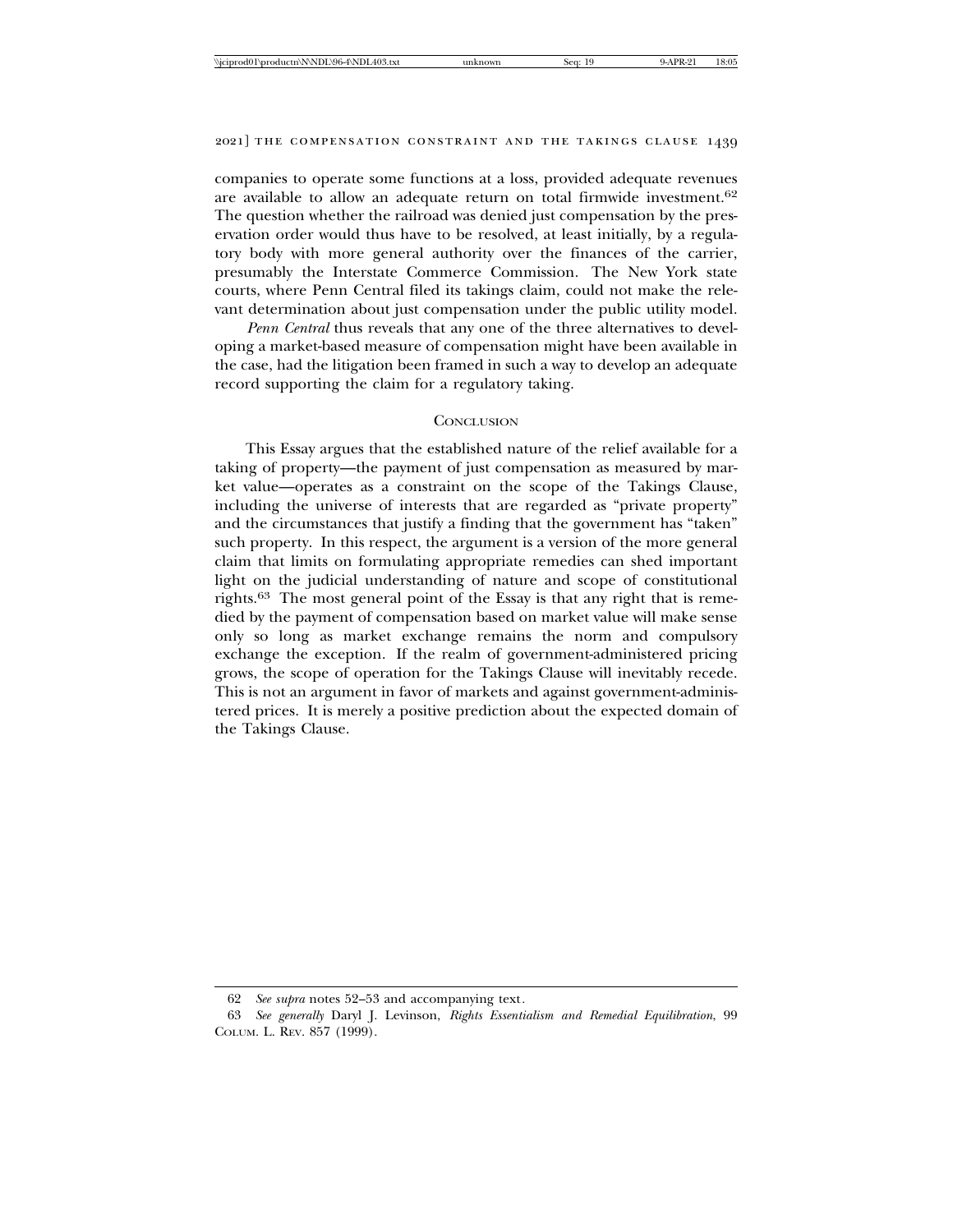companies to operate some functions at a loss, provided adequate revenues are available to allow an adequate return on total firmwide investment.[62] The question whether the railroad was denied just compensation by the preservation order would thus have to be resolved, at least initially, by a regulatory body with more general authority over the finances of the carrier, presumably the Interstate Commerce Commission. The New York state courts, where Penn Central filed its takings claim, could not make the relevant determination about just compensation under the public utility model.

*Penn Central* thus reveals that any one of the three alternatives to developing a market-based measure of compensation might have been available in the case, had the litigation been framed in such a way to develop an adequate record supporting the claim for a regulatory taking.

## Conclusion

This Essay argues that the established nature of the relief available for a taking of property—the payment of just compensation as measured by market value—operates as a constraint on the scope of the Takings Clause, including the universe of interests that are regarded as "private property" and the circumstances that justify a finding that the government has "taken" such property. In this respect, the argument is a version of the more general claim that limits on formulating appropriate remedies can shed important light on the judicial understanding of nature and scope of constitutional rights.[63] The most general point of the Essay is that any right that is remedied by the payment of compensation based on market value will make sense only so long as market exchange remains the norm and compulsory exchange the exception. If the realm of government-administered pricing grows, the scope of operation for the Takings Clause will inevitably recede. This is not an argument in favor of markets and against government-administered prices. It is merely a positive prediction about the expected domain of the Takings Clause.

---

62 *See supra* notes 52–53 and accompanying text.

63 *See generally* Daryl J. Levinson, *Rights Essentialism and Remedial Equilibration*, 99 Colum. L. Rev. 857 (1999).